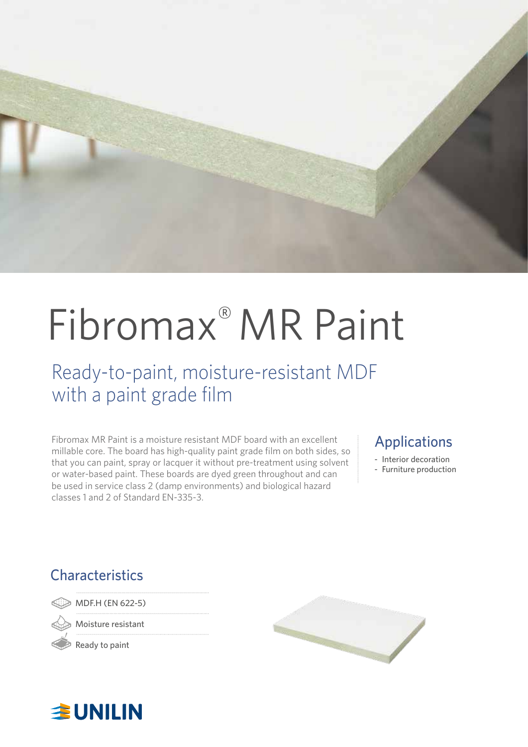# Fibromax® MR Paint

## Ready-to-paint, moisture-resistant MDF with a paint grade film

Fibromax MR Paint is a moisture resistant MDF board with an excellent millable core. The board has high-quality paint grade film on both sides, so that you can paint, spray or lacquer it without pre-treatment using solvent or water-based paint. These boards are dyed green throughout and can be used in service class 2 (damp environments) and biological hazard classes 1 and 2 of Standard EN-335-3.

## Applications

- Interior decoration
- Furniture production

## Characteristics

- MDF.H (EN 622-5)
- Moisture resistant
- Ready to paint

UNILIN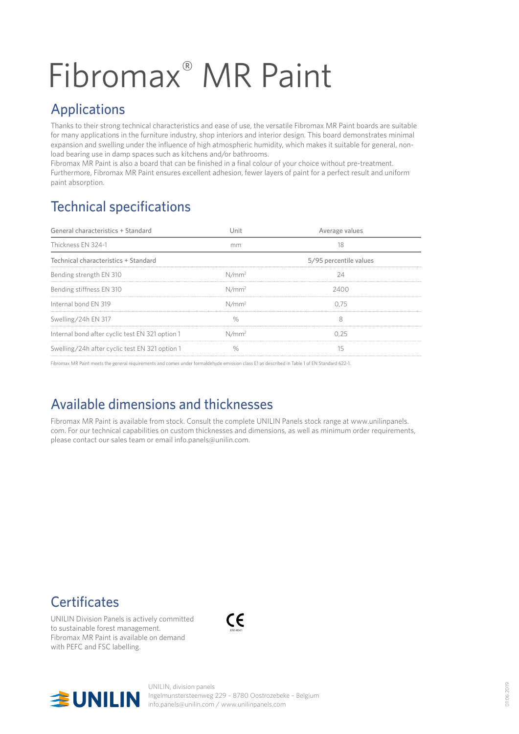# Fibromax® MR Paint

## Applications

Thanks to their strong technical characteristics and ease of use, the versatile Fibromax MR Paint boards are suitable for many applications in the furniture industry, shop interiors and interior design. This board demonstrates minimal expansion and swelling under the influence of high atmospheric humidity, which makes it suitable for general, non-load bearing use in damp spaces such as kitchens and/or bathrooms.
Fibromax MR Paint is also a board that can be finished in a final colour of your choice without pre-treatment. Furthermore, Fibromax MR Paint ensures excellent adhesion, fewer layers of paint for a perfect result and uniform paint absorption.

## Technical specifications

| General characteristics + Standard | Unit | Average values |
|---|---|---|
| Thickness EN 324-1 | mm | 18 |
| **Technical characteristics + Standard** | | **5/95 percentile values** |
| Bending strength EN 310 | $N/mm^2$ | 24 |
| Bending stiffness EN 310 | $N/mm^2$ | 2400 |
| Internal bond EN 319 | $N/mm^2$ | 0,75 |
| Swelling/24h EN 317 | % | 8 |
| Internal bond after cyclic test EN 321 option 1 | $N/mm^2$ | 0,25 |
| Swelling/24h after cyclic test EN 321 option 1 | % | 15 |

Fibromax MR Paint meets the general requirements and comes under formaldehyde emission class E1 as described in Table 1 of EN Standard 622-1.

## Available dimensions and thicknesses

Fibromax MR Paint is available from stock. Consult the complete UNILIN Panels stock range at www.unilinpanels.com. For our technical capabilities on custom thicknesses and dimensions, as well as minimum order requirements, please contact our sales team or email info.panels@unilin.com.

## Certificates

UNILIN Division Panels is actively committed to sustainable forest management. Fibromax MR Paint is available on demand with PEFC and FSC labelling.

CE
EN14041

UNILIN, division panels
Ingelmunstersteenweg 229 – 8780 Oostrozebeke – Belgium
info.panels@unilin.com / www.unilinpanels.com

01.06.2019